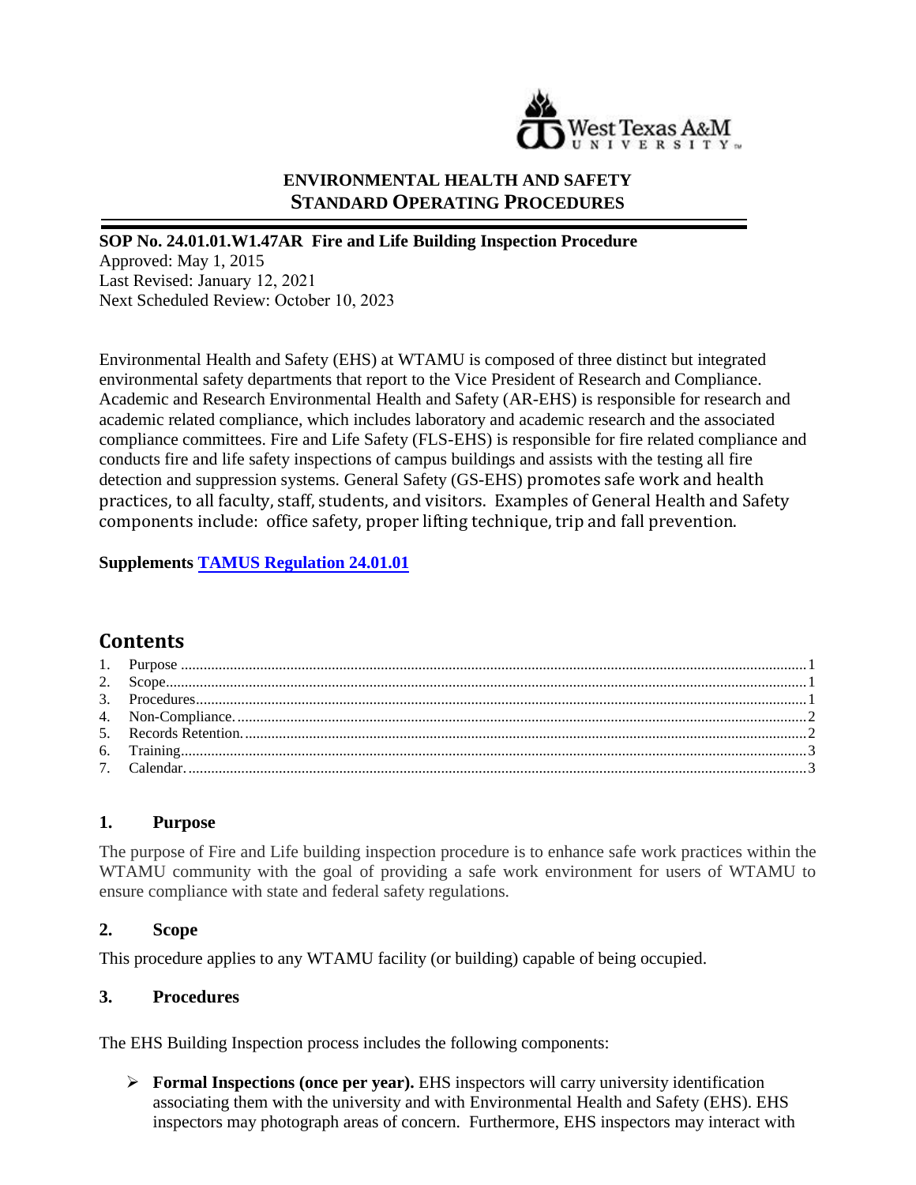# ENVIRONMENTAL HEALTH AND SAFETY STANDARD OPERATING PROCEDURES

**SOP No. 24.01.01.W1.47AR Fire and Life Building Inspection Procedure**
Approved: May 1, 2015
Last Revised: January 12, 2021
Next Scheduled Review: October 10, 2023

Environmental Health and Safety (EHS) at WTAMU is composed of three distinct but integrated environmental safety departments that report to the Vice President of Research and Compliance. Academic and Research Environmental Health and Safety (AR-EHS) is responsible for research and academic related compliance, which includes laboratory and academic research and the associated compliance committees. Fire and Life Safety (FLS-EHS) is responsible for fire related compliance and conducts fire and life safety inspections of campus buildings and assists with the testing all fire detection and suppression systems. General Safety (GS-EHS) promotes safe work and health practices, to all faculty, staff, students, and visitors. Examples of General Health and Safety components include: office safety, proper lifting technique, trip and fall prevention.

**Supplements [TAMUS Regulation 24.01.01]**

## Contents

1. Purpose ........ 1
2. Scope ........ 1
3. Procedures ........ 1
4. Non-Compliance. ........ 2
5. Records Retention. ........ 2
6. Training ........ 3
7. Calendar. ........ 3

## 1. Purpose

The purpose of Fire and Life building inspection procedure is to enhance safe work practices within the WTAMU community with the goal of providing a safe work environment for users of WTAMU to ensure compliance with state and federal safety regulations.

## 2. Scope

This procedure applies to any WTAMU facility (or building) capable of being occupied.

## 3. Procedures

The EHS Building Inspection process includes the following components:

- **Formal Inspections (once per year).** EHS inspectors will carry university identification associating them with the university and with Environmental Health and Safety (EHS). EHS inspectors may photograph areas of concern. Furthermore, EHS inspectors may interact with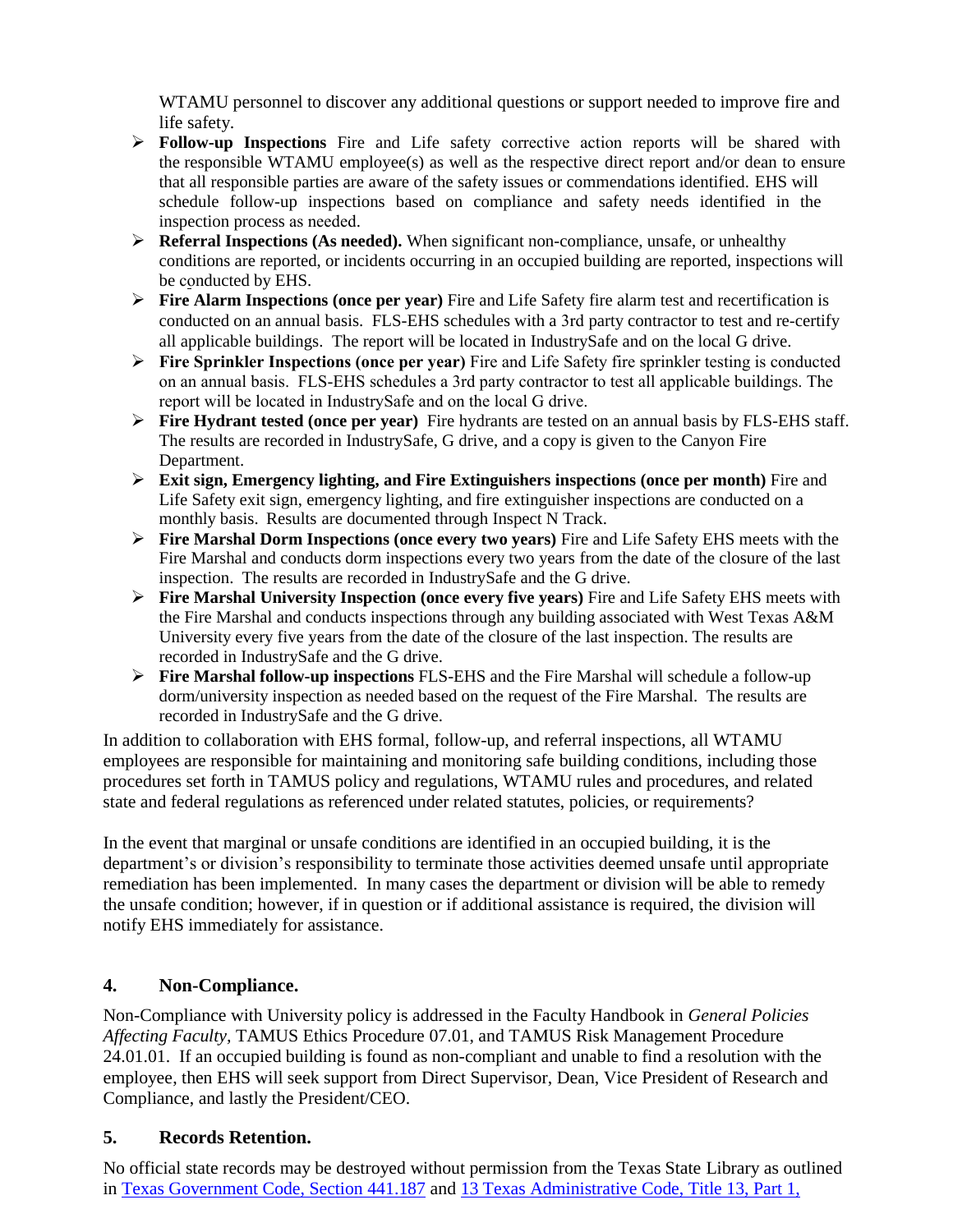WTAMU personnel to discover any additional questions or support needed to improve fire and life safety.

- **Follow-up Inspections** Fire and Life safety corrective action reports will be shared with the responsible WTAMU employee(s) as well as the respective direct report and/or dean to ensure that all responsible parties are aware of the safety issues or commendations identified. EHS will schedule follow-up inspections based on compliance and safety needs identified in the inspection process as needed.
- **Referral Inspections (As needed).** When significant non-compliance, unsafe, or unhealthy conditions are reported, or incidents occurring in an occupied building are reported, inspections will be conducted by EHS.
- **Fire Alarm Inspections (once per year)** Fire and Life Safety fire alarm test and recertification is conducted on an annual basis. FLS-EHS schedules with a 3rd party contractor to test and re-certify all applicable buildings. The report will be located in IndustrySafe and on the local G drive.
- **Fire Sprinkler Inspections (once per year)** Fire and Life Safety fire sprinkler testing is conducted on an annual basis. FLS-EHS schedules a 3rd party contractor to test all applicable buildings. The report will be located in IndustrySafe and on the local G drive.
- **Fire Hydrant tested (once per year)** Fire hydrants are tested on an annual basis by FLS-EHS staff. The results are recorded in IndustrySafe, G drive, and a copy is given to the Canyon Fire Department.
- **Exit sign, Emergency lighting, and Fire Extinguishers inspections (once per month)** Fire and Life Safety exit sign, emergency lighting, and fire extinguisher inspections are conducted on a monthly basis. Results are documented through Inspect N Track.
- **Fire Marshal Dorm Inspections (once every two years)** Fire and Life Safety EHS meets with the Fire Marshal and conducts dorm inspections every two years from the date of the closure of the last inspection. The results are recorded in IndustrySafe and the G drive.
- **Fire Marshal University Inspection (once every five years)** Fire and Life Safety EHS meets with the Fire Marshal and conducts inspections through any building associated with West Texas A&M University every five years from the date of the closure of the last inspection. The results are recorded in IndustrySafe and the G drive.
- **Fire Marshal follow-up inspections** FLS-EHS and the Fire Marshal will schedule a follow-up dorm/university inspection as needed based on the request of the Fire Marshal. The results are recorded in IndustrySafe and the G drive.

In addition to collaboration with EHS formal, follow-up, and referral inspections, all WTAMU employees are responsible for maintaining and monitoring safe building conditions, including those procedures set forth in TAMUS policy and regulations, WTAMU rules and procedures, and related state and federal regulations as referenced under related statutes, policies, or requirements?

In the event that marginal or unsafe conditions are identified in an occupied building, it is the department's or division's responsibility to terminate those activities deemed unsafe until appropriate remediation has been implemented. In many cases the department or division will be able to remedy the unsafe condition; however, if in question or if additional assistance is required, the division will notify EHS immediately for assistance.

## 4. Non-Compliance.

Non-Compliance with University policy is addressed in the Faculty Handbook in *General Policies Affecting Faculty*, TAMUS Ethics Procedure 07.01, and TAMUS Risk Management Procedure 24.01.01. If an occupied building is found as non-compliant and unable to find a resolution with the employee, then EHS will seek support from Direct Supervisor, Dean, Vice President of Research and Compliance, and lastly the President/CEO.

## 5. Records Retention.

No official state records may be destroyed without permission from the Texas State Library as outlined in Texas Government Code, Section 441.187 and 13 Texas Administrative Code, Title 13, Part 1,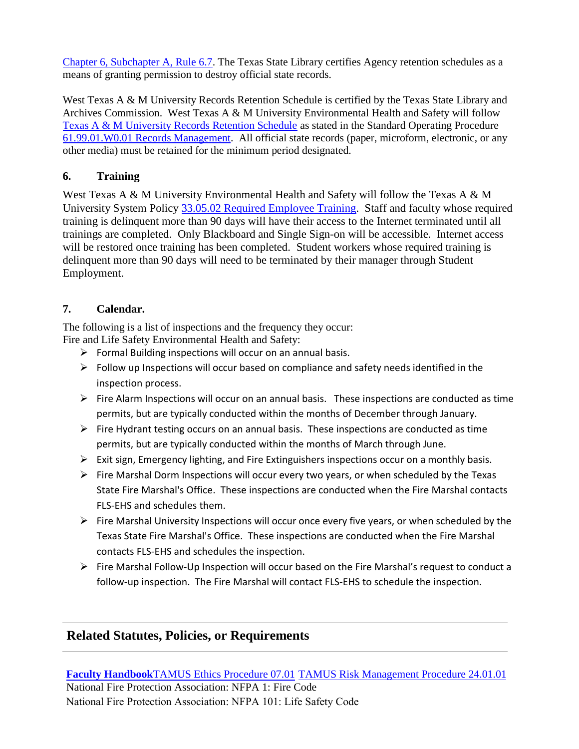Chapter 6, Subchapter A, Rule 6.7. The Texas State Library certifies Agency retention schedules as a means of granting permission to destroy official state records.

West Texas A & M University Records Retention Schedule is certified by the Texas State Library and Archives Commission. West Texas A & M University Environmental Health and Safety will follow Texas A & M University Records Retention Schedule as stated in the Standard Operating Procedure 61.99.01.W0.01 Records Management. All official state records (paper, microform, electronic, or any other media) must be retained for the minimum period designated.

### 6. Training

West Texas A & M University Environmental Health and Safety will follow the Texas A & M University System Policy 33.05.02 Required Employee Training. Staff and faculty whose required training is delinquent more than 90 days will have their access to the Internet terminated until all trainings are completed. Only Blackboard and Single Sign-on will be accessible. Internet access will be restored once training has been completed. Student workers whose required training is delinquent more than 90 days will need to be terminated by their manager through Student Employment.

### 7. Calendar.

The following is a list of inspections and the frequency they occur:
Fire and Life Safety Environmental Health and Safety:

- Formal Building inspections will occur on an annual basis.
- Follow up Inspections will occur based on compliance and safety needs identified in the inspection process.
- Fire Alarm Inspections will occur on an annual basis. These inspections are conducted as time permits, but are typically conducted within the months of December through January.
- Fire Hydrant testing occurs on an annual basis. These inspections are conducted as time permits, but are typically conducted within the months of March through June.
- Exit sign, Emergency lighting, and Fire Extinguishers inspections occur on a monthly basis.
- Fire Marshal Dorm Inspections will occur every two years, or when scheduled by the Texas State Fire Marshal's Office. These inspections are conducted when the Fire Marshal contacts FLS-EHS and schedules them.
- Fire Marshal University Inspections will occur once every five years, or when scheduled by the Texas State Fire Marshal's Office. These inspections are conducted when the Fire Marshal contacts FLS-EHS and schedules the inspection.
- Fire Marshal Follow-Up Inspection will occur based on the Fire Marshal's request to conduct a follow-up inspection. The Fire Marshal will contact FLS-EHS to schedule the inspection.

## Related Statutes, Policies, or Requirements

**Faculty Handbook** TAMUS Ethics Procedure 07.01 TAMUS Risk Management Procedure 24.01.01
National Fire Protection Association: NFPA 1: Fire Code
National Fire Protection Association: NFPA 101: Life Safety Code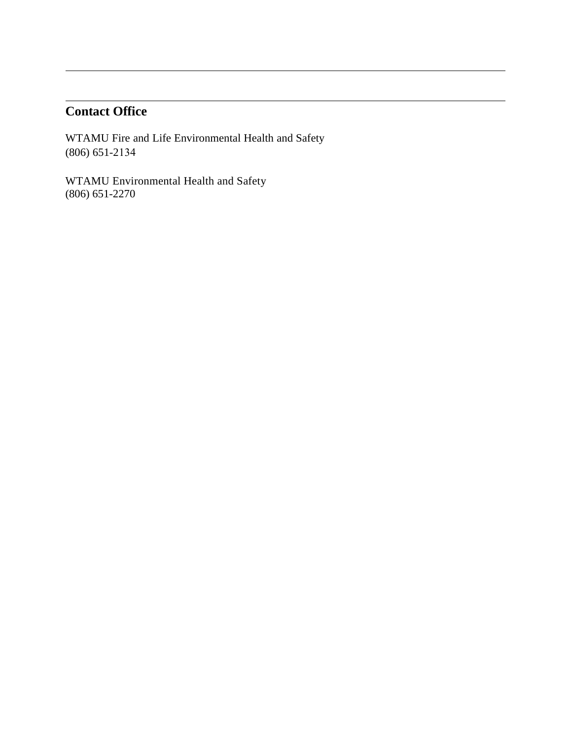## Contact Office

WTAMU Fire and Life Environmental Health and Safety
(806) 651-2134

WTAMU Environmental Health and Safety
(806) 651-2270